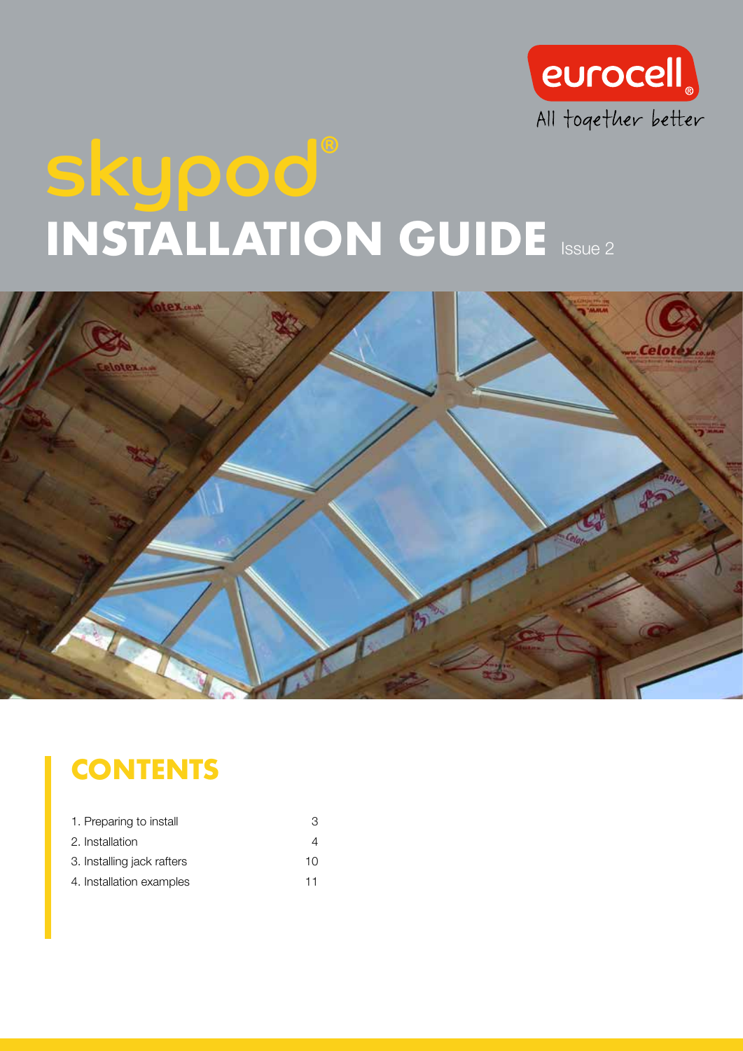eurocell®

All together better

# skypod®

# INSTALLATION GUIDE Issue 2

## CONTENTS

| | |
|---|---|
| 1. Preparing to install | 3 |
| 2. Installation | 4 |
| 3. Installing jack rafters | 10 |
| 4. Installation examples | 11 |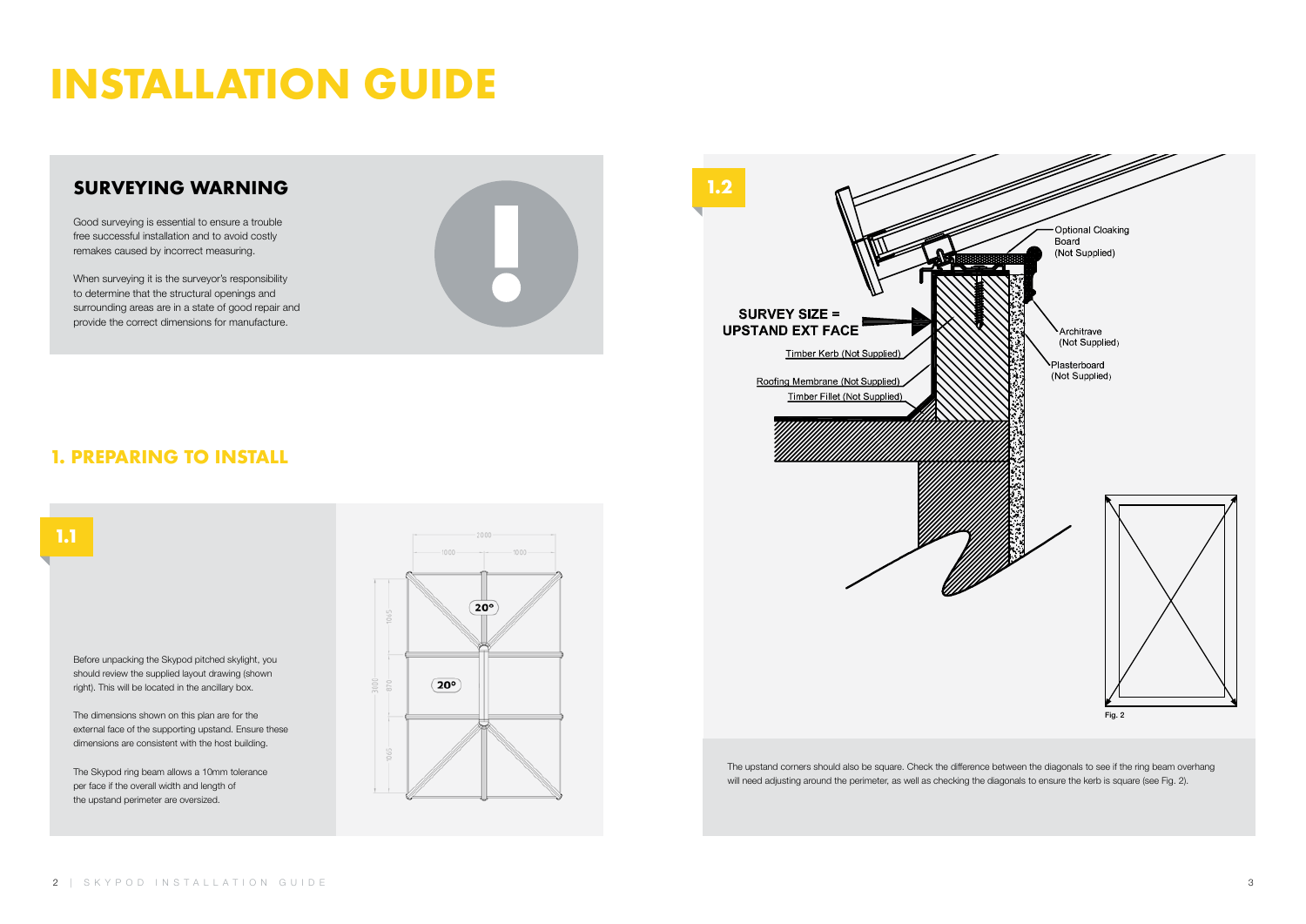# INSTALLATION GUIDE

## SURVEYING WARNING

Good surveying is essential to ensure a trouble free successful installation and to avoid costly remakes caused by incorrect measuring.

When surveying it is the surveyor's responsibility to determine that the structural openings and surrounding areas are in a state of good repair and provide the correct dimensions for manufacture.

## 1. PREPARING TO INSTALL

### 1.1

Before unpacking the Skypod pitched skylight, you should review the supplied layout drawing (shown right). This will be located in the ancillary box.

The dimensions shown on this plan are for the external face of the supporting upstand. Ensure these dimensions are consistent with the host building.

The Skypod ring beam allows a 10mm tolerance per face if the overall width and length of the upstand perimeter are oversized.

### 1.2

SURVEY SIZE = UPSTAND EXT FACE

Timber Kerb (Not Supplied)

Roofing Membrane (Not Supplied)

Timber Fillet (Not Supplied)

Optional Cloaking Board (Not Supplied)

Architrave (Not Supplied)

Plasterboard (Not Supplied)

Fig. 2

The upstand corners should also be square. Check the difference between the diagonals to see if the ring beam overhang will need adjusting around the perimeter, as well as checking the diagonals to ensure the kerb is square (see Fig. 2).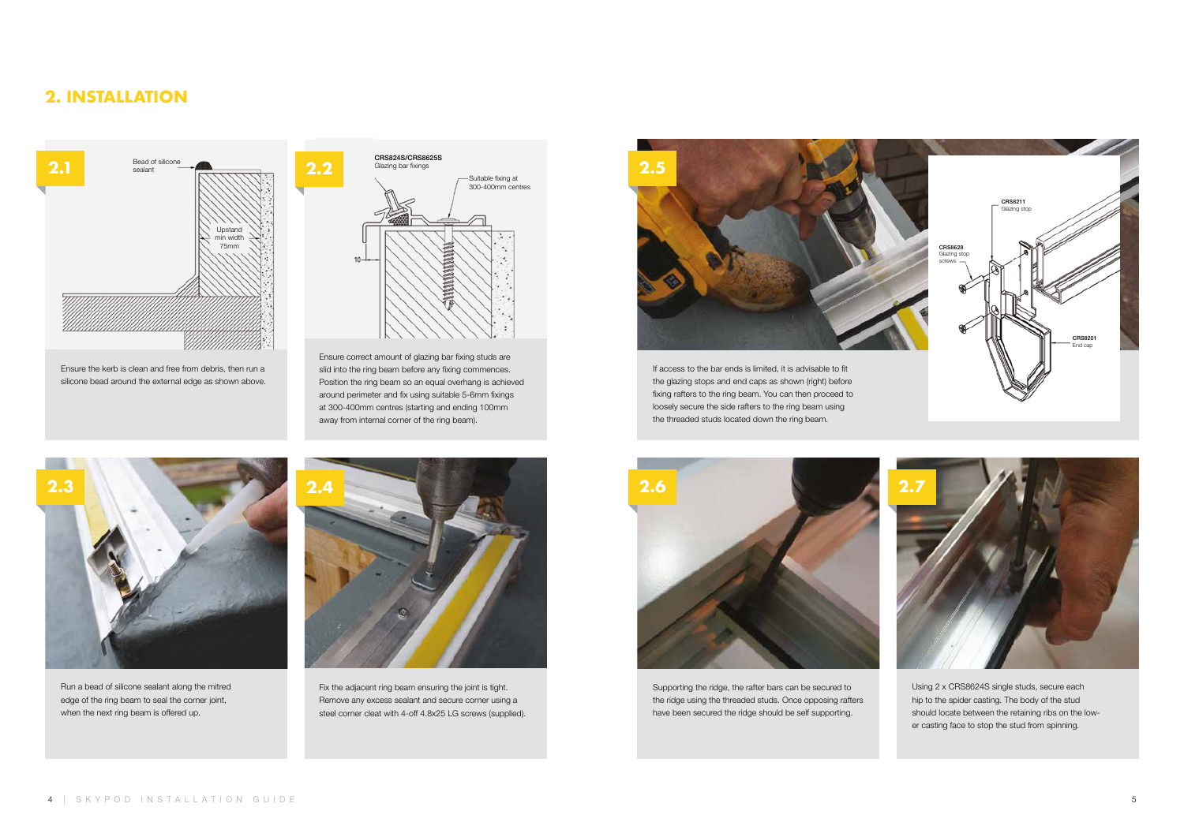## 2. INSTALLATION

**2.1**

Bead of silicone sealant

Upstand min width 75mm

Ensure the kerb is clean and free from debris, then run a silicone bead around the external edge as shown above.

**2.2**

**CRS824S/CRS8625S**
Glazing bar fixings

Suitable fixing at 300-400mm centres

10

Ensure correct amount of glazing bar fixing studs are slid into the ring beam before any fixing commences. Position the ring beam so an equal overhang is achieved around perimeter and fix using suitable 5-6mm fixings at 300-400mm centres (starting and ending 100mm away from internal corner of the ring beam).

**2.3**

Run a bead of silicone sealant along the mitred edge of the ring beam to seal the corner joint, when the next ring beam is offered up.

**2.4**

Fix the adjacent ring beam ensuring the joint is tight. Remove any excess sealant and secure corner using a steel corner cleat with 4-off 4.8x25 LG screws (supplied).

**2.5**

CRS8211
Glazing stop

CRS8628
Glazing stop screws

CRS8201
End cap

If access to the bar ends is limited, it is advisable to fit the glazing stops and end caps as shown (right) before fixing rafters to the ring beam. You can then proceed to loosely secure the side rafters to the ring beam using the threaded studs located down the ring beam.

**2.6**

Supporting the ridge, the rafter bars can be secured to the ridge using the threaded studs. Once opposing rafters have been secured the ridge should be self supporting.

**2.7**

Using 2 x CRS8624S single studs, secure each hip to the spider casting. The body of the stud should locate between the retaining ribs on the lower casting face to stop the stud from spinning.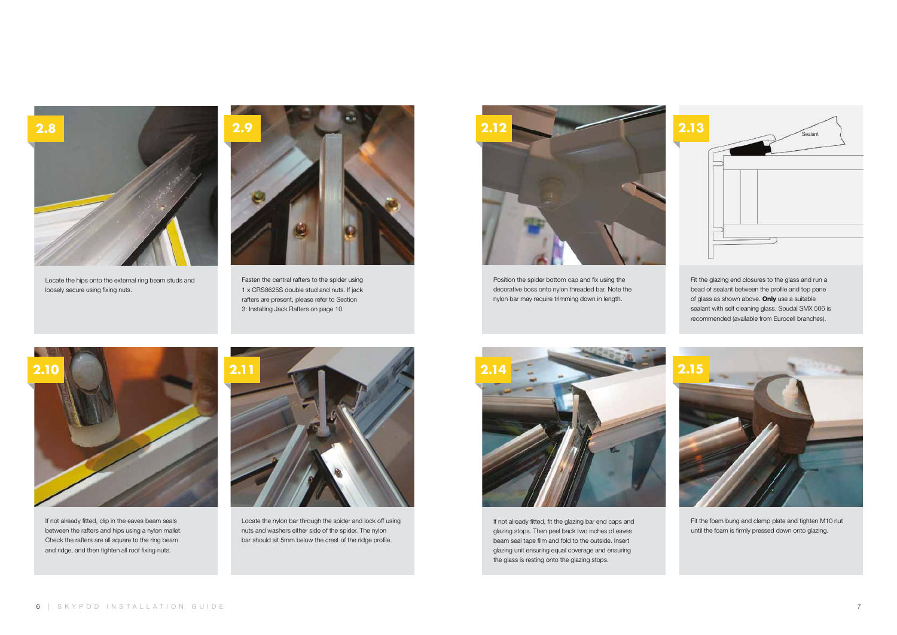**2.8**

Locate the hips onto the external ring beam studs and loosely secure using fixing nuts.

**2.9**

Fasten the central rafters to the spider using 1 x CRS8625S double stud and nuts. If jack rafters are present, please refer to Section 3: Installing Jack Rafters on page 10.

**2.10**

If not already fitted, clip in the eaves beam seals between the rafters and hips using a nylon mallet. Check the rafters are all square to the ring beam and ridge, and then tighten all roof fixing nuts.

**2.11**

Locate the nylon bar through the spider and lock off using nuts and washers either side of the spider. The nylon bar should sit 5mm below the crest of the ridge profile.

**2.12**

Position the spider bottom cap and fix using the decorative boss onto nylon threaded bar. Note the nylon bar may require trimming down in length.

**2.13**

Sealant

Fit the glazing end closures to the glass and run a bead of sealant between the profile and top pane of glass as shown above. **Only** use a suitable sealant with self cleaning glass. Soudal SMX 506 is recommended (available from Eurocell branches).

**2.14**

If not already fitted, fit the glazing bar end caps and glazing stops. Then peel back two inches of eaves beam seal tape film and fold to the outside. Insert glazing unit ensuring equal coverage and ensuring the glass is resting onto the glazing stops.

**2.15**

Fit the foam bung and clamp plate and tighten M10 nut until the foam is firmly pressed down onto glazing.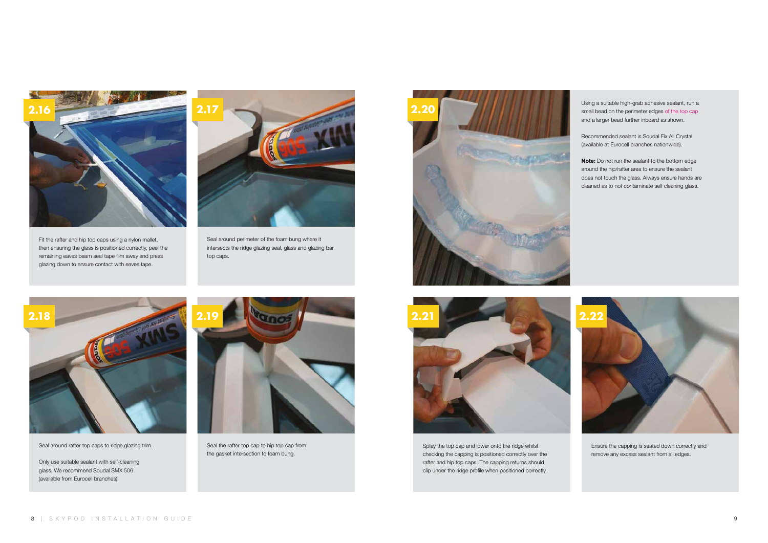**2.16**

Fit the rafter and hip top caps using a nylon mallet, then ensuring the glass is positioned correctly, peel the remaining eaves beam seal tape film away and press glazing down to ensure contact with eaves tape.

**2.17**

Seal around perimeter of the foam bung where it intersects the ridge glazing seal, glass and glazing bar top caps.

**2.18**

Seal around rafter top caps to ridge glazing trim.

Only use suitable sealant with self-cleaning glass. We recommend Soudal SMX 506 (available from Eurocell branches)

**2.19**

Seal the rafter top cap to hip top cap from the gasket intersection to foam bung.

**2.20**

Using a suitable high-grab adhesive sealant, run a small bead on the perimeter edges of the top cap and a larger bead further inboard as shown.

Recommended sealant is Soudal Fix All Crystal (available at Eurocell branches nationwide).

**Note:** Do not run the sealant to the bottom edge around the hip/rafter area to ensure the sealant does not touch the glass. Always ensure hands are cleaned as to not contaminate self cleaning glass.

**2.21**

Splay the top cap and lower onto the ridge whilst checking the capping is positioned correctly over the rafter and hip top caps. The capping returns should clip under the ridge profile when positioned correctly.

**2.22**

Ensure the capping is seated down correctly and remove any excess sealant from all edges.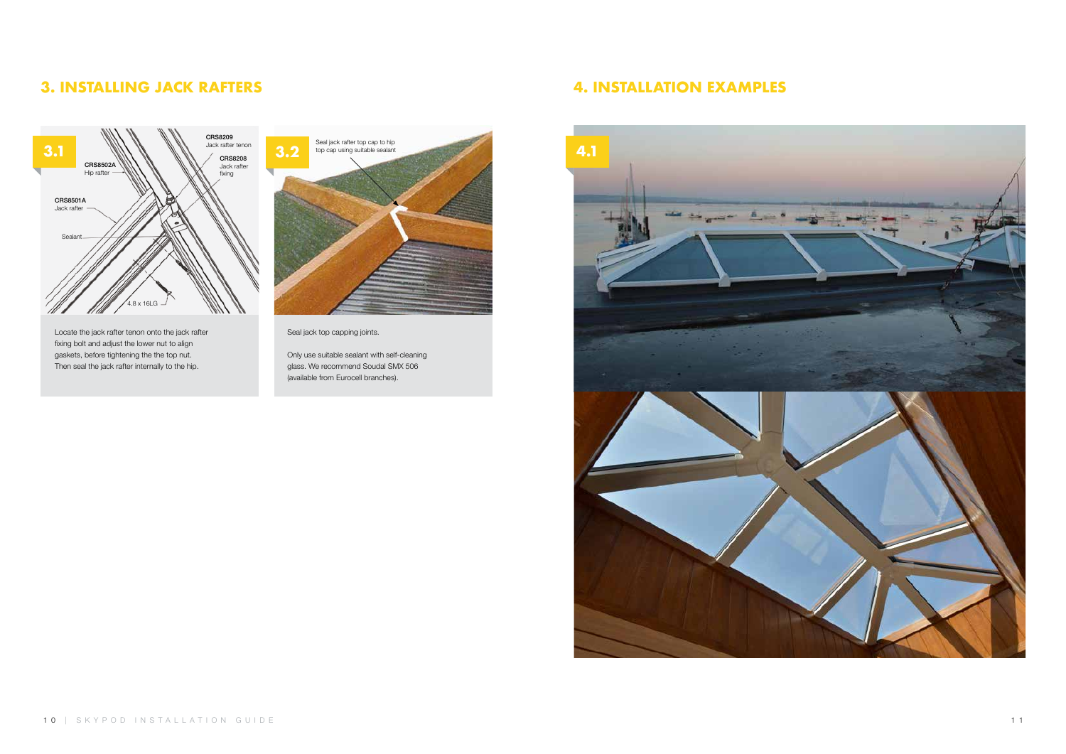## 3. INSTALLING JACK RAFTERS

**3.1**

CRS8209 Jack rafter tenon

CRS8208 Jack rafter fixing

CRS8502A Hip rafter

CRS8501A Jack rafter

Sealant

4.8 x 16LG

Locate the jack rafter tenon onto the jack rafter fixing bolt and adjust the lower nut to align gaskets, before tightening the the top nut. Then seal the jack rafter internally to the hip.

**3.2**

Seal jack rafter top cap to hip top cap using suitable sealant

Seal jack top capping joints.

Only use suitable sealant with self-cleaning glass. We recommend Soudal SMX 506 (available from Eurocell branches).

## 4. INSTALLATION EXAMPLES

**4.1**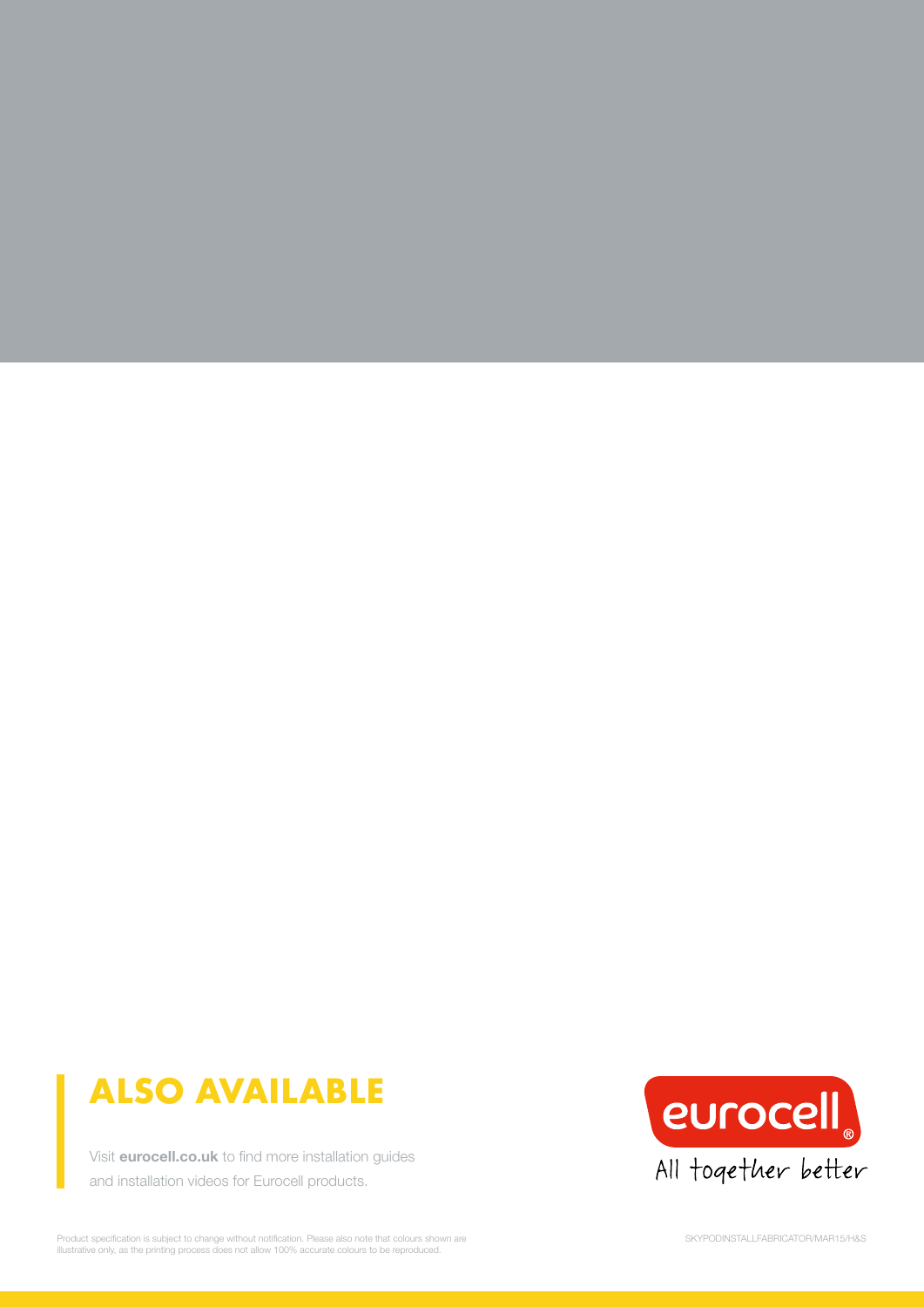## ALSO AVAILABLE

Visit **eurocell.co.uk** to find more installation guides and installation videos for Eurocell products.

eurocell®

All together better

Product specification is subject to change without notification. Please also note that colours shown are illustrative only, as the printing process does not allow 100% accurate colours to be reproduced.

SKYPODINSTALLFABRICATOR/MAR15/H&S